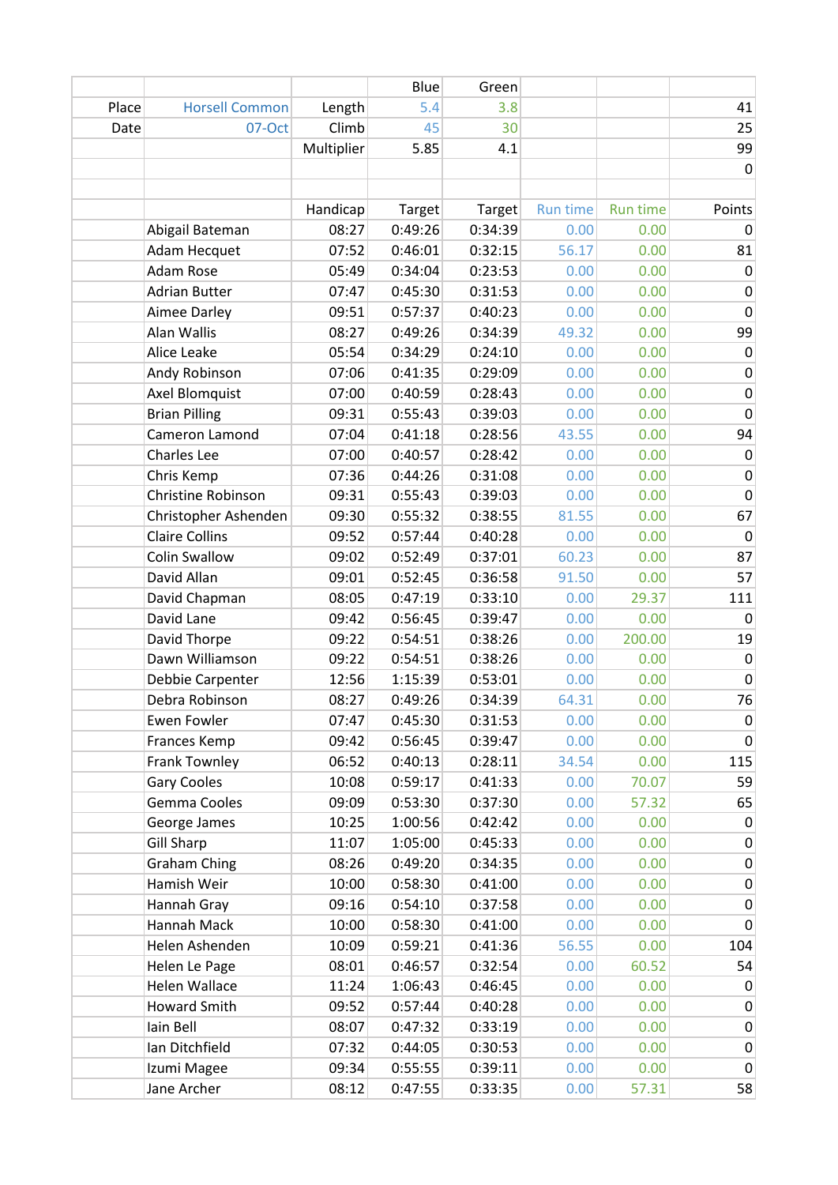| | | | Blue | Green | | | |
|---|---|---|---|---|---|---|---|
| Place | Horsell Common | Length | 5.4 | 3.8 | | | 41 |
| Date | 07-Oct | Climb | 45 | 30 | | | 25 |
| | | Multiplier | 5.85 | 4.1 | | | 99 |
| | | | | | | | 0 |
| | | | | | | | |
| | | Handicap | Target | Target | Run time | Run time | Points |
| | Abigail Bateman | 08:27 | 0:49:26 | 0:34:39 | 0.00 | 0.00 | 0 |
| | Adam Hecquet | 07:52 | 0:46:01 | 0:32:15 | 56.17 | 0.00 | 81 |
| | Adam Rose | 05:49 | 0:34:04 | 0:23:53 | 0.00 | 0.00 | 0 |
| | Adrian Butter | 07:47 | 0:45:30 | 0:31:53 | 0.00 | 0.00 | 0 |
| | Aimee Darley | 09:51 | 0:57:37 | 0:40:23 | 0.00 | 0.00 | 0 |
| | Alan Wallis | 08:27 | 0:49:26 | 0:34:39 | 49.32 | 0.00 | 99 |
| | Alice Leake | 05:54 | 0:34:29 | 0:24:10 | 0.00 | 0.00 | 0 |
| | Andy Robinson | 07:06 | 0:41:35 | 0:29:09 | 0.00 | 0.00 | 0 |
| | Axel Blomquist | 07:00 | 0:40:59 | 0:28:43 | 0.00 | 0.00 | 0 |
| | Brian Pilling | 09:31 | 0:55:43 | 0:39:03 | 0.00 | 0.00 | 0 |
| | Cameron Lamond | 07:04 | 0:41:18 | 0:28:56 | 43.55 | 0.00 | 94 |
| | Charles Lee | 07:00 | 0:40:57 | 0:28:42 | 0.00 | 0.00 | 0 |
| | Chris Kemp | 07:36 | 0:44:26 | 0:31:08 | 0.00 | 0.00 | 0 |
| | Christine Robinson | 09:31 | 0:55:43 | 0:39:03 | 0.00 | 0.00 | 0 |
| | Christopher Ashenden | 09:30 | 0:55:32 | 0:38:55 | 81.55 | 0.00 | 67 |
| | Claire Collins | 09:52 | 0:57:44 | 0:40:28 | 0.00 | 0.00 | 0 |
| | Colin Swallow | 09:02 | 0:52:49 | 0:37:01 | 60.23 | 0.00 | 87 |
| | David Allan | 09:01 | 0:52:45 | 0:36:58 | 91.50 | 0.00 | 57 |
| | David Chapman | 08:05 | 0:47:19 | 0:33:10 | 0.00 | 29.37 | 111 |
| | David Lane | 09:42 | 0:56:45 | 0:39:47 | 0.00 | 0.00 | 0 |
| | David Thorpe | 09:22 | 0:54:51 | 0:38:26 | 0.00 | 200.00 | 19 |
| | Dawn Williamson | 09:22 | 0:54:51 | 0:38:26 | 0.00 | 0.00 | 0 |
| | Debbie Carpenter | 12:56 | 1:15:39 | 0:53:01 | 0.00 | 0.00 | 0 |
| | Debra Robinson | 08:27 | 0:49:26 | 0:34:39 | 64.31 | 0.00 | 76 |
| | Ewen Fowler | 07:47 | 0:45:30 | 0:31:53 | 0.00 | 0.00 | 0 |
| | Frances Kemp | 09:42 | 0:56:45 | 0:39:47 | 0.00 | 0.00 | 0 |
| | Frank Townley | 06:52 | 0:40:13 | 0:28:11 | 34.54 | 0.00 | 115 |
| | Gary Cooles | 10:08 | 0:59:17 | 0:41:33 | 0.00 | 70.07 | 59 |
| | Gemma Cooles | 09:09 | 0:53:30 | 0:37:30 | 0.00 | 57.32 | 65 |
| | George James | 10:25 | 1:00:56 | 0:42:42 | 0.00 | 0.00 | 0 |
| | Gill Sharp | 11:07 | 1:05:00 | 0:45:33 | 0.00 | 0.00 | 0 |
| | Graham Ching | 08:26 | 0:49:20 | 0:34:35 | 0.00 | 0.00 | 0 |
| | Hamish Weir | 10:00 | 0:58:30 | 0:41:00 | 0.00 | 0.00 | 0 |
| | Hannah Gray | 09:16 | 0:54:10 | 0:37:58 | 0.00 | 0.00 | 0 |
| | Hannah Mack | 10:00 | 0:58:30 | 0:41:00 | 0.00 | 0.00 | 0 |
| | Helen Ashenden | 10:09 | 0:59:21 | 0:41:36 | 56.55 | 0.00 | 104 |
| | Helen Le Page | 08:01 | 0:46:57 | 0:32:54 | 0.00 | 60.52 | 54 |
| | Helen Wallace | 11:24 | 1:06:43 | 0:46:45 | 0.00 | 0.00 | 0 |
| | Howard Smith | 09:52 | 0:57:44 | 0:40:28 | 0.00 | 0.00 | 0 |
| | Iain Bell | 08:07 | 0:47:32 | 0:33:19 | 0.00 | 0.00 | 0 |
| | Ian Ditchfield | 07:32 | 0:44:05 | 0:30:53 | 0.00 | 0.00 | 0 |
| | Izumi Magee | 09:34 | 0:55:55 | 0:39:11 | 0.00 | 0.00 | 0 |
| | Jane Archer | 08:12 | 0:47:55 | 0:33:35 | 0.00 | 57.31 | 58 |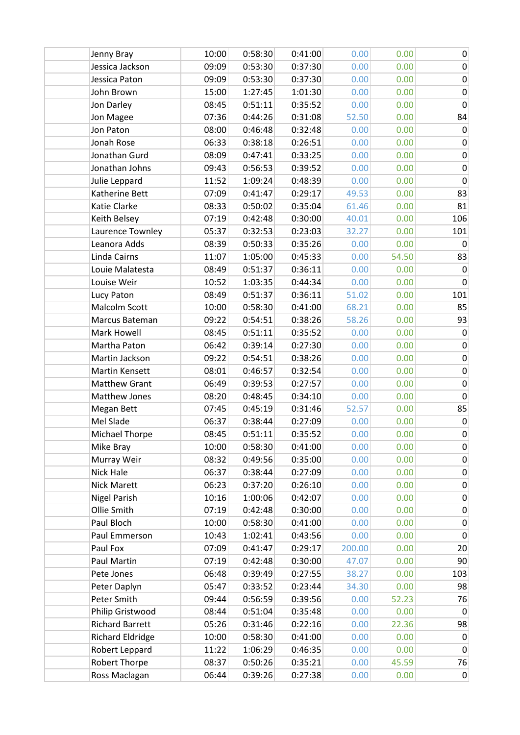| | | | | | | | |
|---|---|---|---|---|---|---|---|
| | Jenny Bray | 10:00 | 0:58:30 | 0:41:00 | 0.00 | 0.00 | 0 |
| | Jessica Jackson | 09:09 | 0:53:30 | 0:37:30 | 0.00 | 0.00 | 0 |
| | Jessica Paton | 09:09 | 0:53:30 | 0:37:30 | 0.00 | 0.00 | 0 |
| | John Brown | 15:00 | 1:27:45 | 1:01:30 | 0.00 | 0.00 | 0 |
| | Jon Darley | 08:45 | 0:51:11 | 0:35:52 | 0.00 | 0.00 | 0 |
| | Jon Magee | 07:36 | 0:44:26 | 0:31:08 | 52.50 | 0.00 | 84 |
| | Jon Paton | 08:00 | 0:46:48 | 0:32:48 | 0.00 | 0.00 | 0 |
| | Jonah Rose | 06:33 | 0:38:18 | 0:26:51 | 0.00 | 0.00 | 0 |
| | Jonathan Gurd | 08:09 | 0:47:41 | 0:33:25 | 0.00 | 0.00 | 0 |
| | Jonathan Johns | 09:43 | 0:56:53 | 0:39:52 | 0.00 | 0.00 | 0 |
| | Julie Leppard | 11:52 | 1:09:24 | 0:48:39 | 0.00 | 0.00 | 0 |
| | Katherine Bett | 07:09 | 0:41:47 | 0:29:17 | 49.53 | 0.00 | 83 |
| | Katie Clarke | 08:33 | 0:50:02 | 0:35:04 | 61.46 | 0.00 | 81 |
| | Keith Belsey | 07:19 | 0:42:48 | 0:30:00 | 40.01 | 0.00 | 106 |
| | Laurence Townley | 05:37 | 0:32:53 | 0:23:03 | 32.27 | 0.00 | 101 |
| | Leanora Adds | 08:39 | 0:50:33 | 0:35:26 | 0.00 | 0.00 | 0 |
| | Linda Cairns | 11:07 | 1:05:00 | 0:45:33 | 0.00 | 54.50 | 83 |
| | Louie Malatesta | 08:49 | 0:51:37 | 0:36:11 | 0.00 | 0.00 | 0 |
| | Louise Weir | 10:52 | 1:03:35 | 0:44:34 | 0.00 | 0.00 | 0 |
| | Lucy Paton | 08:49 | 0:51:37 | 0:36:11 | 51.02 | 0.00 | 101 |
| | Malcolm Scott | 10:00 | 0:58:30 | 0:41:00 | 68.21 | 0.00 | 85 |
| | Marcus Bateman | 09:22 | 0:54:51 | 0:38:26 | 58.26 | 0.00 | 93 |
| | Mark Howell | 08:45 | 0:51:11 | 0:35:52 | 0.00 | 0.00 | 0 |
| | Martha Paton | 06:42 | 0:39:14 | 0:27:30 | 0.00 | 0.00 | 0 |
| | Martin Jackson | 09:22 | 0:54:51 | 0:38:26 | 0.00 | 0.00 | 0 |
| | Martin Kensett | 08:01 | 0:46:57 | 0:32:54 | 0.00 | 0.00 | 0 |
| | Matthew Grant | 06:49 | 0:39:53 | 0:27:57 | 0.00 | 0.00 | 0 |
| | Matthew Jones | 08:20 | 0:48:45 | 0:34:10 | 0.00 | 0.00 | 0 |
| | Megan Bett | 07:45 | 0:45:19 | 0:31:46 | 52.57 | 0.00 | 85 |
| | Mel Slade | 06:37 | 0:38:44 | 0:27:09 | 0.00 | 0.00 | 0 |
| | Michael Thorpe | 08:45 | 0:51:11 | 0:35:52 | 0.00 | 0.00 | 0 |
| | Mike Bray | 10:00 | 0:58:30 | 0:41:00 | 0.00 | 0.00 | 0 |
| | Murray Weir | 08:32 | 0:49:56 | 0:35:00 | 0.00 | 0.00 | 0 |
| | Nick Hale | 06:37 | 0:38:44 | 0:27:09 | 0.00 | 0.00 | 0 |
| | Nick Marett | 06:23 | 0:37:20 | 0:26:10 | 0.00 | 0.00 | 0 |
| | Nigel Parish | 10:16 | 1:00:06 | 0:42:07 | 0.00 | 0.00 | 0 |
| | Ollie Smith | 07:19 | 0:42:48 | 0:30:00 | 0.00 | 0.00 | 0 |
| | Paul Bloch | 10:00 | 0:58:30 | 0:41:00 | 0.00 | 0.00 | 0 |
| | Paul Emmerson | 10:43 | 1:02:41 | 0:43:56 | 0.00 | 0.00 | 0 |
| | Paul Fox | 07:09 | 0:41:47 | 0:29:17 | 200.00 | 0.00 | 20 |
| | Paul Martin | 07:19 | 0:42:48 | 0:30:00 | 47.07 | 0.00 | 90 |
| | Pete Jones | 06:48 | 0:39:49 | 0:27:55 | 38.27 | 0.00 | 103 |
| | Peter Daplyn | 05:47 | 0:33:52 | 0:23:44 | 34.30 | 0.00 | 98 |
| | Peter Smith | 09:44 | 0:56:59 | 0:39:56 | 0.00 | 52.23 | 76 |
| | Philip Gristwood | 08:44 | 0:51:04 | 0:35:48 | 0.00 | 0.00 | 0 |
| | Richard Barrett | 05:26 | 0:31:46 | 0:22:16 | 0.00 | 22.36 | 98 |
| | Richard Eldridge | 10:00 | 0:58:30 | 0:41:00 | 0.00 | 0.00 | 0 |
| | Robert Leppard | 11:22 | 1:06:29 | 0:46:35 | 0.00 | 0.00 | 0 |
| | Robert Thorpe | 08:37 | 0:50:26 | 0:35:21 | 0.00 | 45.59 | 76 |
| | Ross Maclagan | 06:44 | 0:39:26 | 0:27:38 | 0.00 | 0.00 | 0 |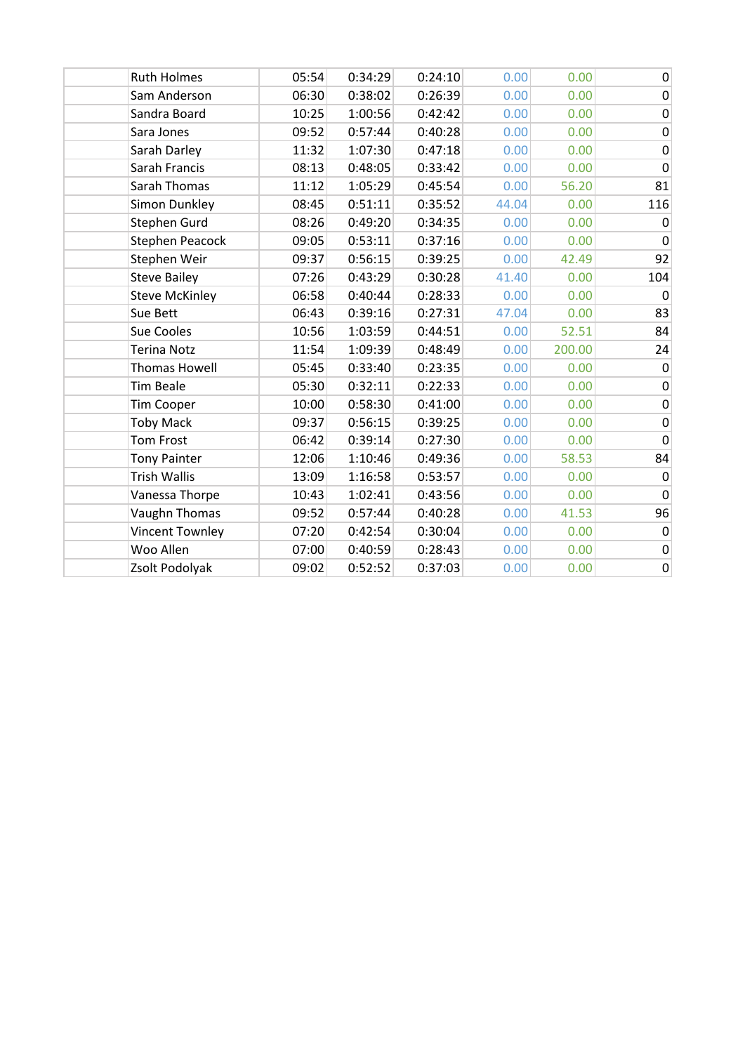| | | | | | | | |
|---|---|---|---|---|---|---|---|
| | Ruth Holmes | 05:54 | 0:34:29 | 0:24:10 | 0.00 | 0.00 | 0 |
| | Sam Anderson | 06:30 | 0:38:02 | 0:26:39 | 0.00 | 0.00 | 0 |
| | Sandra Board | 10:25 | 1:00:56 | 0:42:42 | 0.00 | 0.00 | 0 |
| | Sara Jones | 09:52 | 0:57:44 | 0:40:28 | 0.00 | 0.00 | 0 |
| | Sarah Darley | 11:32 | 1:07:30 | 0:47:18 | 0.00 | 0.00 | 0 |
| | Sarah Francis | 08:13 | 0:48:05 | 0:33:42 | 0.00 | 0.00 | 0 |
| | Sarah Thomas | 11:12 | 1:05:29 | 0:45:54 | 0.00 | 56.20 | 81 |
| | Simon Dunkley | 08:45 | 0:51:11 | 0:35:52 | 44.04 | 0.00 | 116 |
| | Stephen Gurd | 08:26 | 0:49:20 | 0:34:35 | 0.00 | 0.00 | 0 |
| | Stephen Peacock | 09:05 | 0:53:11 | 0:37:16 | 0.00 | 0.00 | 0 |
| | Stephen Weir | 09:37 | 0:56:15 | 0:39:25 | 0.00 | 42.49 | 92 |
| | Steve Bailey | 07:26 | 0:43:29 | 0:30:28 | 41.40 | 0.00 | 104 |
| | Steve McKinley | 06:58 | 0:40:44 | 0:28:33 | 0.00 | 0.00 | 0 |
| | Sue Bett | 06:43 | 0:39:16 | 0:27:31 | 47.04 | 0.00 | 83 |
| | Sue Cooles | 10:56 | 1:03:59 | 0:44:51 | 0.00 | 52.51 | 84 |
| | Terina Notz | 11:54 | 1:09:39 | 0:48:49 | 0.00 | 200.00 | 24 |
| | Thomas Howell | 05:45 | 0:33:40 | 0:23:35 | 0.00 | 0.00 | 0 |
| | Tim Beale | 05:30 | 0:32:11 | 0:22:33 | 0.00 | 0.00 | 0 |
| | Tim Cooper | 10:00 | 0:58:30 | 0:41:00 | 0.00 | 0.00 | 0 |
| | Toby Mack | 09:37 | 0:56:15 | 0:39:25 | 0.00 | 0.00 | 0 |
| | Tom Frost | 06:42 | 0:39:14 | 0:27:30 | 0.00 | 0.00 | 0 |
| | Tony Painter | 12:06 | 1:10:46 | 0:49:36 | 0.00 | 58.53 | 84 |
| | Trish Wallis | 13:09 | 1:16:58 | 0:53:57 | 0.00 | 0.00 | 0 |
| | Vanessa Thorpe | 10:43 | 1:02:41 | 0:43:56 | 0.00 | 0.00 | 0 |
| | Vaughn Thomas | 09:52 | 0:57:44 | 0:40:28 | 0.00 | 41.53 | 96 |
| | Vincent Townley | 07:20 | 0:42:54 | 0:30:04 | 0.00 | 0.00 | 0 |
| | Woo Allen | 07:00 | 0:40:59 | 0:28:43 | 0.00 | 0.00 | 0 |
| | Zsolt Podolyak | 09:02 | 0:52:52 | 0:37:03 | 0.00 | 0.00 | 0 |